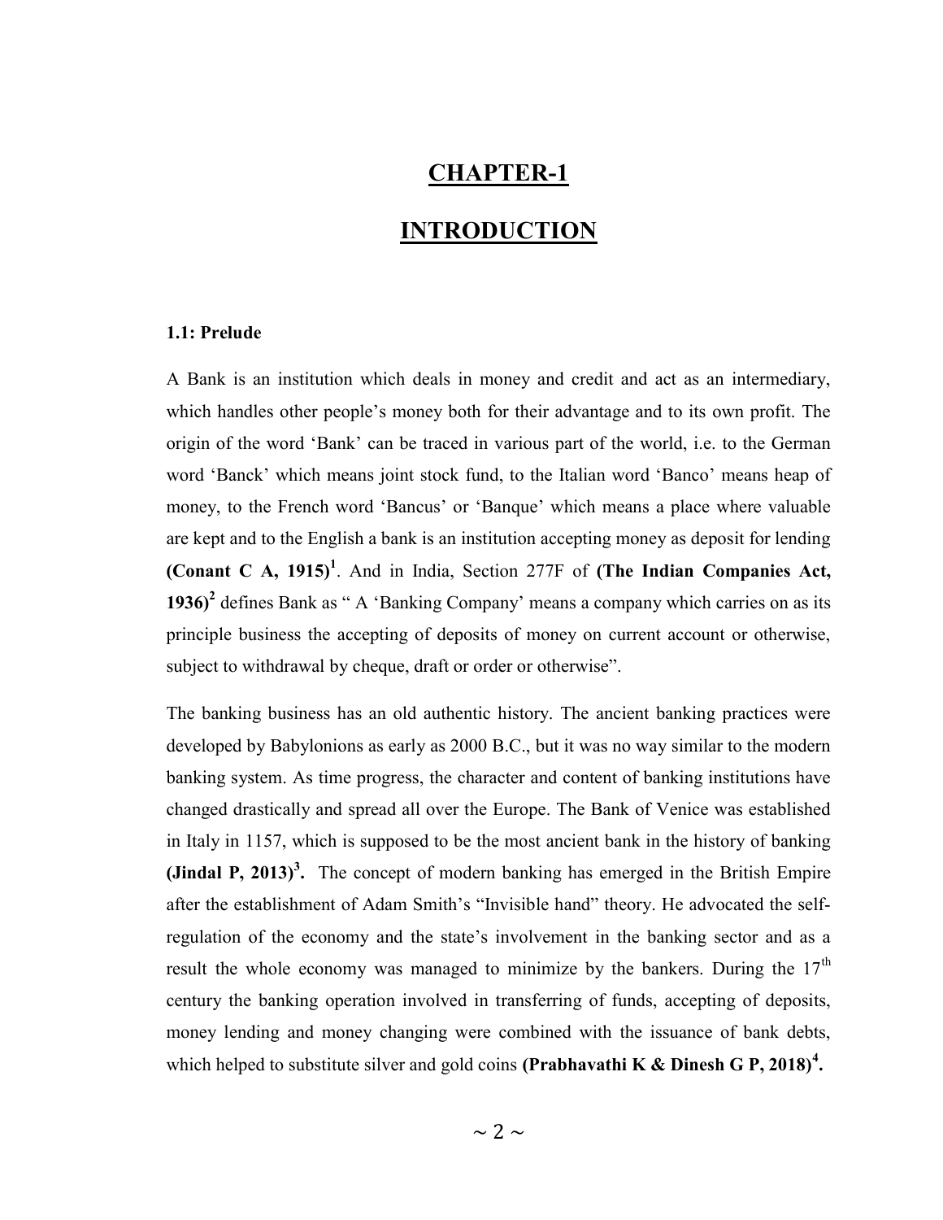# CHAPTER-1

# INTRODUCTION

### 1.1: Prelude

A Bank is an institution which deals in money and credit and act as an intermediary, which handles other people's money both for their advantage and to its own profit. The origin of the word 'Bank' can be traced in various part of the world, i.e. to the German word 'Banck' which means joint stock fund, to the Italian word 'Banco' means heap of money, to the French word 'Bancus' or 'Banque' which means a place where valuable are kept and to the English a bank is an institution accepting money as deposit for lending **(Conant C A, 1915)**[1]. And in India, Section 277F of **(The Indian Companies Act, 1936)**[2] defines Bank as " A 'Banking Company' means a company which carries on as its principle business the accepting of deposits of money on current account or otherwise, subject to withdrawal by cheque, draft or order or otherwise".

The banking business has an old authentic history. The ancient banking practices were developed by Babylonions as early as 2000 B.C., but it was no way similar to the modern banking system. As time progress, the character and content of banking institutions have changed drastically and spread all over the Europe. The Bank of Venice was established in Italy in 1157, which is supposed to be the most ancient bank in the history of banking **(Jindal P, 2013)**[3]**.** The concept of modern banking has emerged in the British Empire after the establishment of Adam Smith's "Invisible hand" theory. He advocated the self-regulation of the economy and the state's involvement in the banking sector and as a result the whole economy was managed to minimize by the bankers. During the 17th century the banking operation involved in transferring of funds, accepting of deposits, money lending and money changing were combined with the issuance of bank debts, which helped to substitute silver and gold coins **(Prabhavathi K & Dinesh G P, 2018)**[4]**.**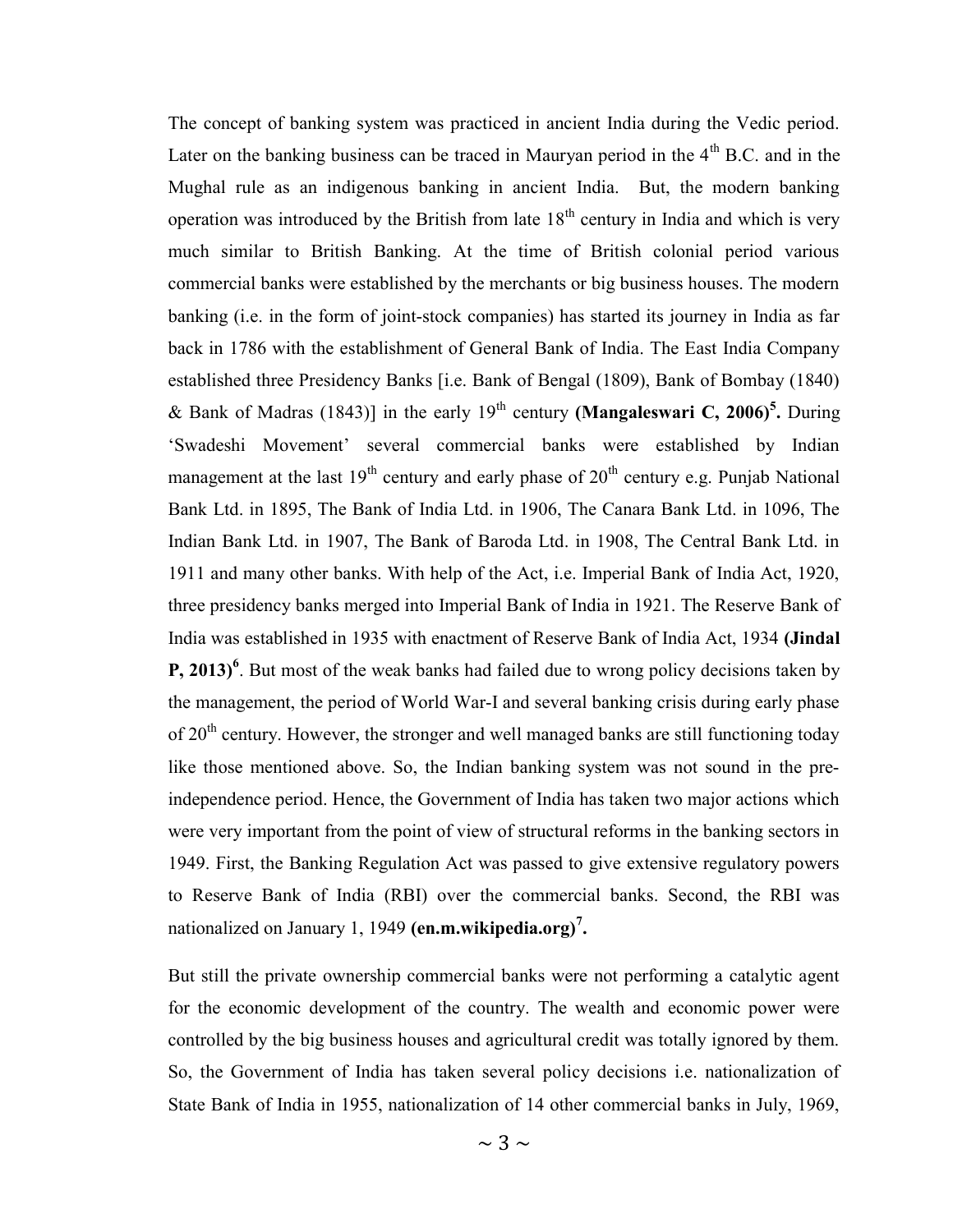The concept of banking system was practiced in ancient India during the Vedic period. Later on the banking business can be traced in Mauryan period in the $4^{th}$ B.C. and in the Mughal rule as an indigenous banking in ancient India. But, the modern banking operation was introduced by the British from late $18^{th}$ century in India and which is very much similar to British Banking. At the time of British colonial period various commercial banks were established by the merchants or big business houses. The modern banking (i.e. in the form of joint-stock companies) has started its journey in India as far back in 1786 with the establishment of General Bank of India. The East India Company established three Presidency Banks [i.e. Bank of Bengal (1809), Bank of Bombay (1840) & Bank of Madras (1843)] in the early $19^{th}$ century **(Mangaleswari C, 2006)[5].** During 'Swadeshi Movement' several commercial banks were established by Indian management at the last $19^{th}$ century and early phase of $20^{th}$ century e.g. Punjab National Bank Ltd. in 1895, The Bank of India Ltd. in 1906, The Canara Bank Ltd. in 1096, The Indian Bank Ltd. in 1907, The Bank of Baroda Ltd. in 1908, The Central Bank Ltd. in 1911 and many other banks. With help of the Act, i.e. Imperial Bank of India Act, 1920, three presidency banks merged into Imperial Bank of India in 1921. The Reserve Bank of India was established in 1935 with enactment of Reserve Bank of India Act, 1934 **(Jindal P, 2013)[6]**. But most of the weak banks had failed due to wrong policy decisions taken by the management, the period of World War-I and several banking crisis during early phase of $20^{th}$ century. However, the stronger and well managed banks are still functioning today like those mentioned above. So, the Indian banking system was not sound in the pre-independence period. Hence, the Government of India has taken two major actions which were very important from the point of view of structural reforms in the banking sectors in 1949. First, the Banking Regulation Act was passed to give extensive regulatory powers to Reserve Bank of India (RBI) over the commercial banks. Second, the RBI was nationalized on January 1, 1949 **(en.m.wikipedia.org)[7].**

But still the private ownership commercial banks were not performing a catalytic agent for the economic development of the country. The wealth and economic power were controlled by the big business houses and agricultural credit was totally ignored by them. So, the Government of India has taken several policy decisions i.e. nationalization of State Bank of India in 1955, nationalization of 14 other commercial banks in July, 1969,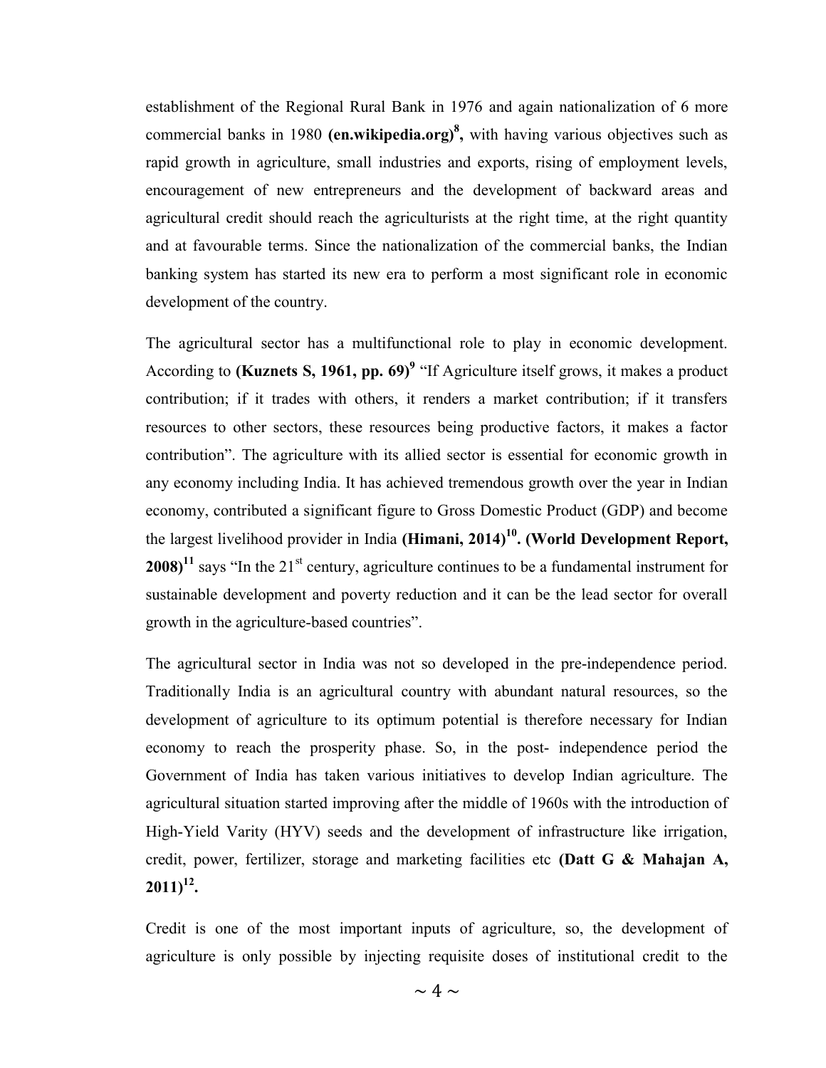establishment of the Regional Rural Bank in 1976 and again nationalization of 6 more commercial banks in 1980 **(en.wikipedia.org)[8],** with having various objectives such as rapid growth in agriculture, small industries and exports, rising of employment levels, encouragement of new entrepreneurs and the development of backward areas and agricultural credit should reach the agriculturists at the right time, at the right quantity and at favourable terms. Since the nationalization of the commercial banks, the Indian banking system has started its new era to perform a most significant role in economic development of the country.

The agricultural sector has a multifunctional role to play in economic development. According to **(Kuznets S, 1961, pp. 69)[9]** "If Agriculture itself grows, it makes a product contribution; if it trades with others, it renders a market contribution; if it transfers resources to other sectors, these resources being productive factors, it makes a factor contribution". The agriculture with its allied sector is essential for economic growth in any economy including India. It has achieved tremendous growth over the year in Indian economy, contributed a significant figure to Gross Domestic Product (GDP) and become the largest livelihood provider in India **(Himani, 2014)[10]. (World Development Report, 2008)[11]** says "In the 21st century, agriculture continues to be a fundamental instrument for sustainable development and poverty reduction and it can be the lead sector for overall growth in the agriculture-based countries".

The agricultural sector in India was not so developed in the pre-independence period. Traditionally India is an agricultural country with abundant natural resources, so the development of agriculture to its optimum potential is therefore necessary for Indian economy to reach the prosperity phase. So, in the post- independence period the Government of India has taken various initiatives to develop Indian agriculture. The agricultural situation started improving after the middle of 1960s with the introduction of High-Yield Varity (HYV) seeds and the development of infrastructure like irrigation, credit, power, fertilizer, storage and marketing facilities etc **(Datt G & Mahajan A, 2011)[12].**

Credit is one of the most important inputs of agriculture, so, the development of agriculture is only possible by injecting requisite doses of institutional credit to the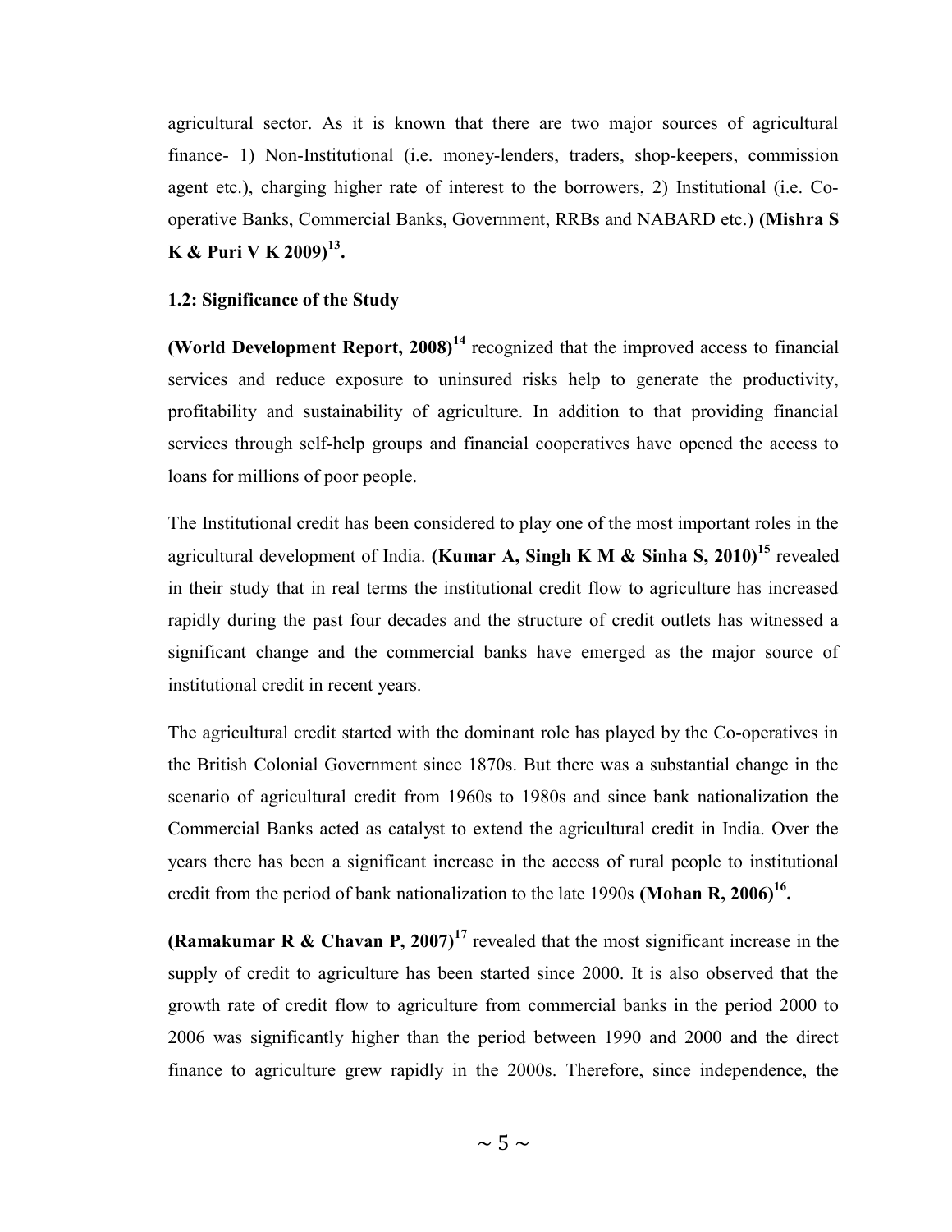agricultural sector. As it is known that there are two major sources of agricultural finance- 1) Non-Institutional (i.e. money-lenders, traders, shop-keepers, commission agent etc.), charging higher rate of interest to the borrowers, 2) Institutional (i.e. Co-operative Banks, Commercial Banks, Government, RRBs and NABARD etc.) **(Mishra S K & Puri V K 2009)[13].**

**1.2: Significance of the Study**

**(World Development Report, 2008)[14]** recognized that the improved access to financial services and reduce exposure to uninsured risks help to generate the productivity, profitability and sustainability of agriculture. In addition to that providing financial services through self-help groups and financial cooperatives have opened the access to loans for millions of poor people.

The Institutional credit has been considered to play one of the most important roles in the agricultural development of India. **(Kumar A, Singh K M & Sinha S, 2010)[15]** revealed in their study that in real terms the institutional credit flow to agriculture has increased rapidly during the past four decades and the structure of credit outlets has witnessed a significant change and the commercial banks have emerged as the major source of institutional credit in recent years.

The agricultural credit started with the dominant role has played by the Co-operatives in the British Colonial Government since 1870s. But there was a substantial change in the scenario of agricultural credit from 1960s to 1980s and since bank nationalization the Commercial Banks acted as catalyst to extend the agricultural credit in India. Over the years there has been a significant increase in the access of rural people to institutional credit from the period of bank nationalization to the late 1990s **(Mohan R, 2006)[16].**

**(Ramakumar R & Chavan P, 2007)[17]** revealed that the most significant increase in the supply of credit to agriculture has been started since 2000. It is also observed that the growth rate of credit flow to agriculture from commercial banks in the period 2000 to 2006 was significantly higher than the period between 1990 and 2000 and the direct finance to agriculture grew rapidly in the 2000s. Therefore, since independence, the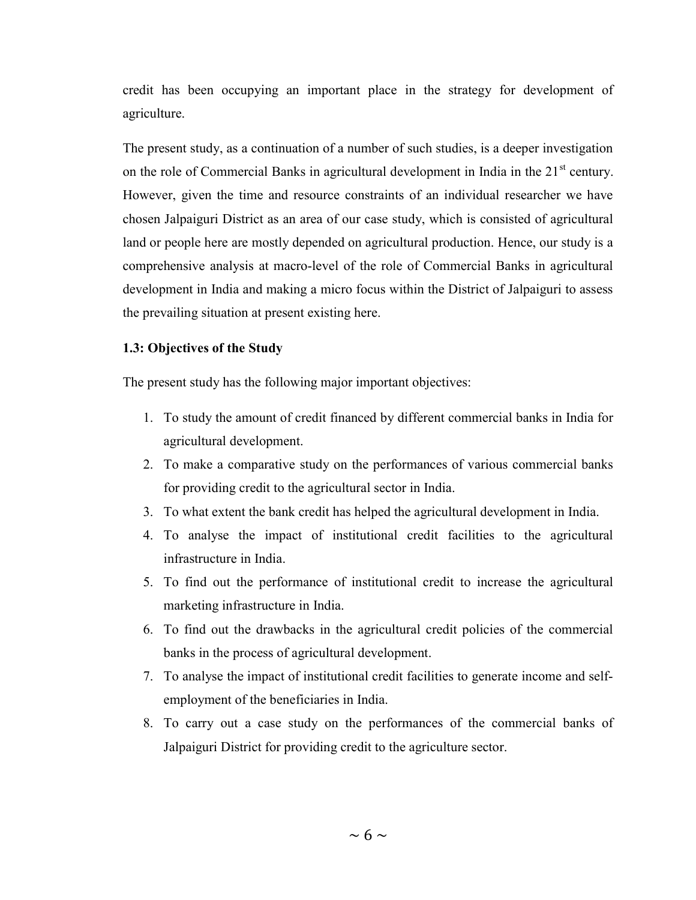credit has been occupying an important place in the strategy for development of agriculture.

The present study, as a continuation of a number of such studies, is a deeper investigation on the role of Commercial Banks in agricultural development in India in the 21st century. However, given the time and resource constraints of an individual researcher we have chosen Jalpaiguri District as an area of our case study, which is consisted of agricultural land or people here are mostly depended on agricultural production. Hence, our study is a comprehensive analysis at macro-level of the role of Commercial Banks in agricultural development in India and making a micro focus within the District of Jalpaiguri to assess the prevailing situation at present existing here.

### 1.3: Objectives of the Study

The present study has the following major important objectives:

1. To study the amount of credit financed by different commercial banks in India for agricultural development.
2. To make a comparative study on the performances of various commercial banks for providing credit to the agricultural sector in India.
3. To what extent the bank credit has helped the agricultural development in India.
4. To analyse the impact of institutional credit facilities to the agricultural infrastructure in India.
5. To find out the performance of institutional credit to increase the agricultural marketing infrastructure in India.
6. To find out the drawbacks in the agricultural credit policies of the commercial banks in the process of agricultural development.
7. To analyse the impact of institutional credit facilities to generate income and self-employment of the beneficiaries in India.
8. To carry out a case study on the performances of the commercial banks of Jalpaiguri District for providing credit to the agriculture sector.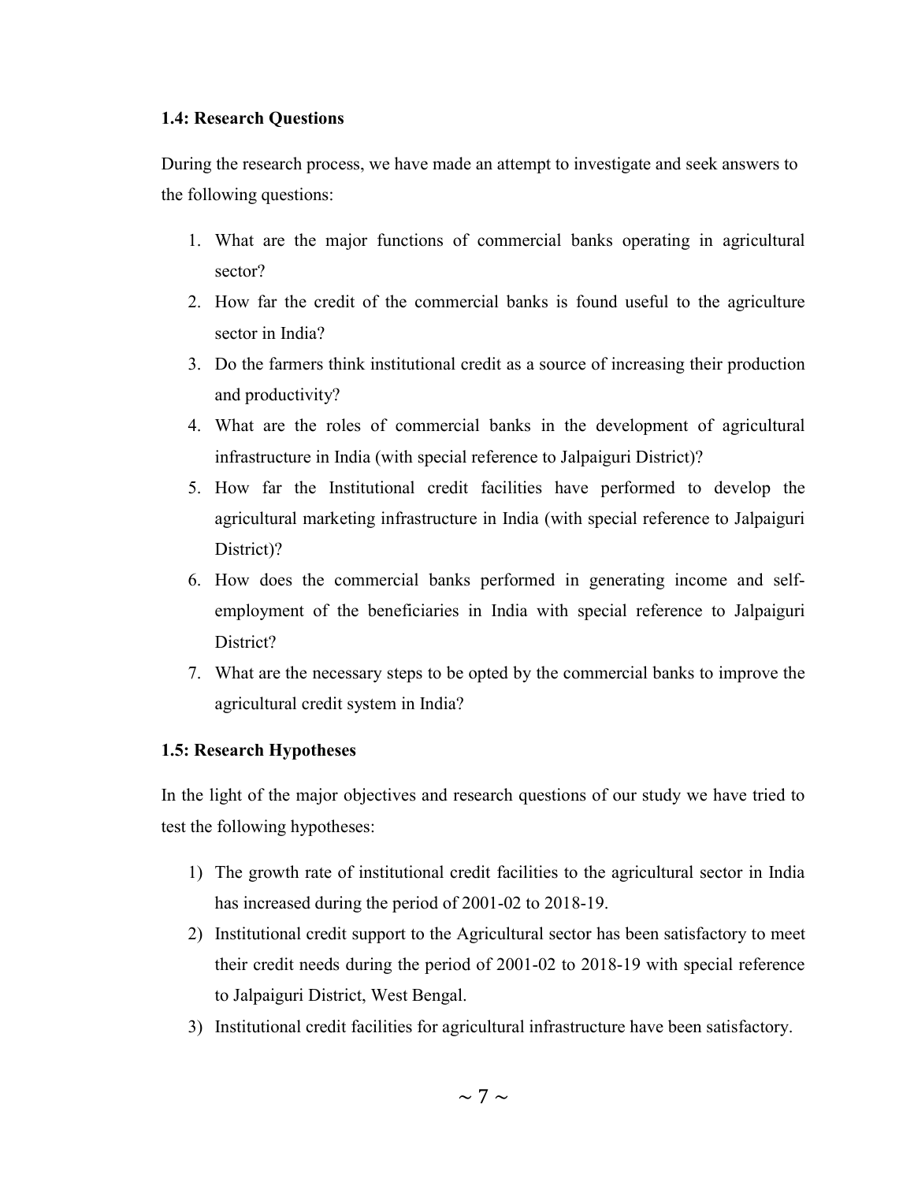### 1.4: Research Questions

During the research process, we have made an attempt to investigate and seek answers to the following questions:

1. What are the major functions of commercial banks operating in agricultural sector?
2. How far the credit of the commercial banks is found useful to the agriculture sector in India?
3. Do the farmers think institutional credit as a source of increasing their production and productivity?
4. What are the roles of commercial banks in the development of agricultural infrastructure in India (with special reference to Jalpaiguri District)?
5. How far the Institutional credit facilities have performed to develop the agricultural marketing infrastructure in India (with special reference to Jalpaiguri District)?
6. How does the commercial banks performed in generating income and self-employment of the beneficiaries in India with special reference to Jalpaiguri District?
7. What are the necessary steps to be opted by the commercial banks to improve the agricultural credit system in India?

### 1.5: Research Hypotheses

In the light of the major objectives and research questions of our study we have tried to test the following hypotheses:

1) The growth rate of institutional credit facilities to the agricultural sector in India has increased during the period of 2001-02 to 2018-19.
2) Institutional credit support to the Agricultural sector has been satisfactory to meet their credit needs during the period of 2001-02 to 2018-19 with special reference to Jalpaiguri District, West Bengal.
3) Institutional credit facilities for agricultural infrastructure have been satisfactory.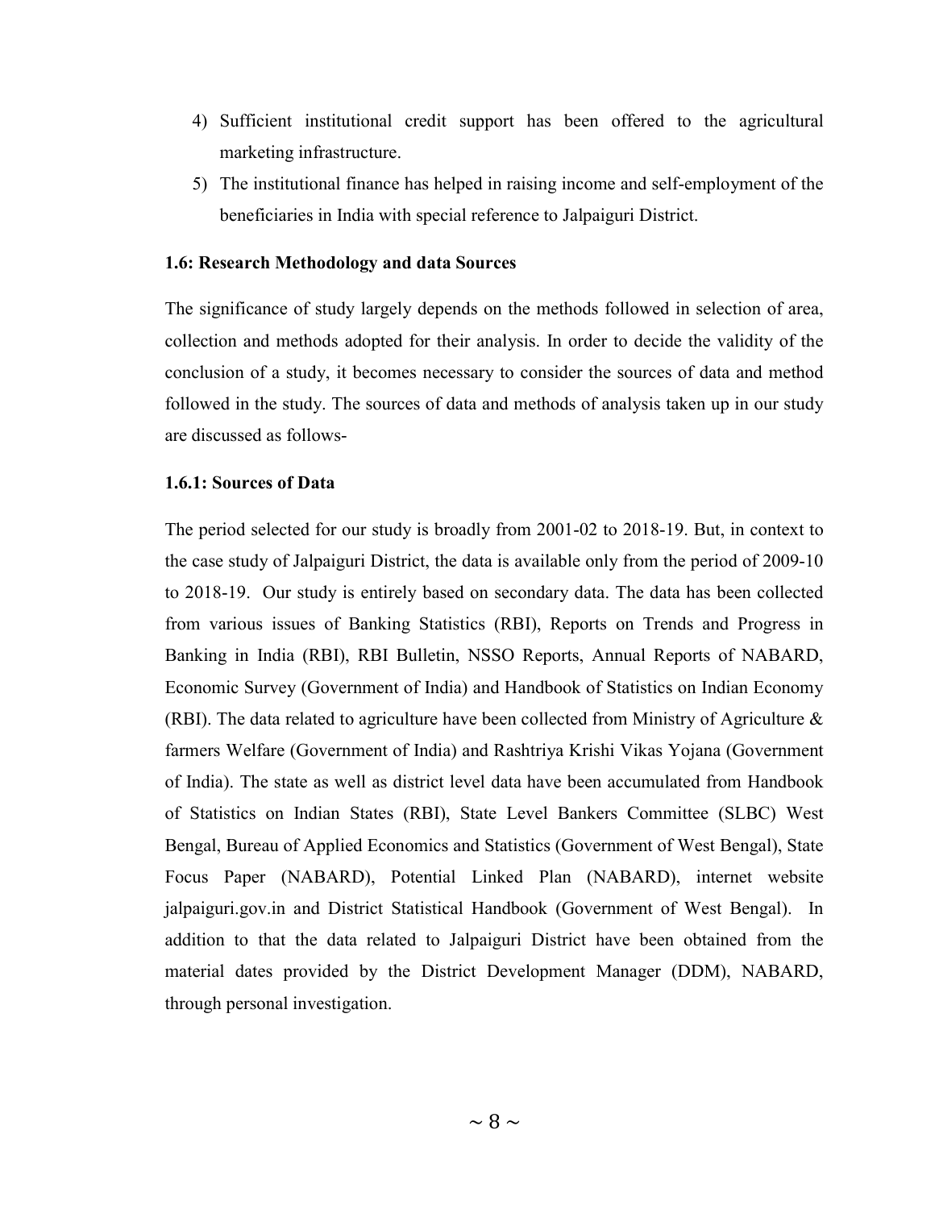4) Sufficient institutional credit support has been offered to the agricultural marketing infrastructure.
5) The institutional finance has helped in raising income and self-employment of the beneficiaries in India with special reference to Jalpaiguri District.

### 1.6: Research Methodology and data Sources

The significance of study largely depends on the methods followed in selection of area, collection and methods adopted for their analysis. In order to decide the validity of the conclusion of a study, it becomes necessary to consider the sources of data and method followed in the study. The sources of data and methods of analysis taken up in our study are discussed as follows-

#### 1.6.1: Sources of Data

The period selected for our study is broadly from 2001-02 to 2018-19. But, in context to the case study of Jalpaiguri District, the data is available only from the period of 2009-10 to 2018-19. Our study is entirely based on secondary data. The data has been collected from various issues of Banking Statistics (RBI), Reports on Trends and Progress in Banking in India (RBI), RBI Bulletin, NSSO Reports, Annual Reports of NABARD, Economic Survey (Government of India) and Handbook of Statistics on Indian Economy (RBI). The data related to agriculture have been collected from Ministry of Agriculture & farmers Welfare (Government of India) and Rashtriya Krishi Vikas Yojana (Government of India). The state as well as district level data have been accumulated from Handbook of Statistics on Indian States (RBI), State Level Bankers Committee (SLBC) West Bengal, Bureau of Applied Economics and Statistics (Government of West Bengal), State Focus Paper (NABARD), Potential Linked Plan (NABARD), internet website jalpaiguri.gov.in and District Statistical Handbook (Government of West Bengal). In addition to that the data related to Jalpaiguri District have been obtained from the material dates provided by the District Development Manager (DDM), NABARD, through personal investigation.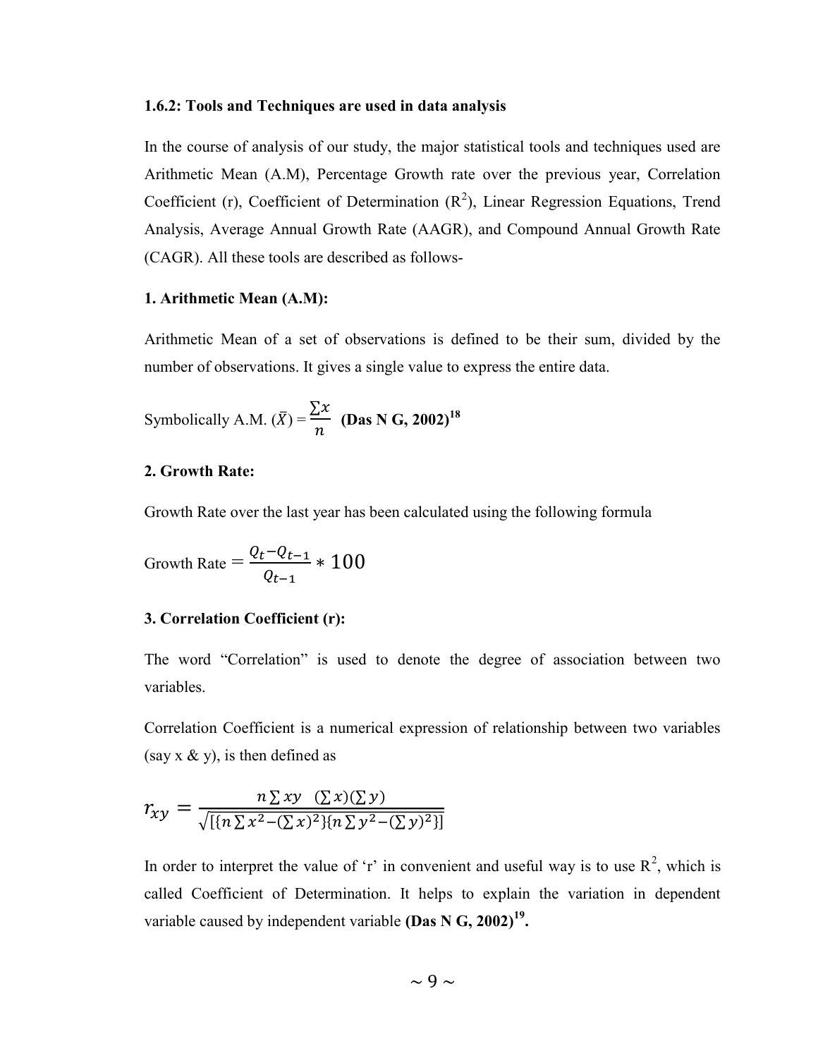### 1.6.2: Tools and Techniques are used in data analysis

In the course of analysis of our study, the major statistical tools and techniques used are Arithmetic Mean (A.M), Percentage Growth rate over the previous year, Correlation Coefficient (r), Coefficient of Determination ($R^2$), Linear Regression Equations, Trend Analysis, Average Annual Growth Rate (AAGR), and Compound Annual Growth Rate (CAGR). All these tools are described as follows-

#### 1. Arithmetic Mean (A.M):

Arithmetic Mean of a set of observations is defined to be their sum, divided by the number of observations. It gives a single value to express the entire data.

Symbolically A.M. $(\bar{X}) = \frac{\sum x}{n}$ **(Das N G, 2002)[18]**

#### 2. Growth Rate:

Growth Rate over the last year has been calculated using the following formula

$$\text{Growth Rate} = \frac{Q_t - Q_{t-1}}{Q_{t-1}} * 100$$

#### 3. Correlation Coefficient (r):

The word "Correlation" is used to denote the degree of association between two variables.

Correlation Coefficient is a numerical expression of relationship between two variables (say x & y), is then defined as

$$r_{xy} = \frac{n\sum xy \quad (\sum x)(\sum y)}{\sqrt{[\{n\sum x^2 - (\sum x)^2\}\{n\sum y^2 - (\sum y)^2\}]}}$$

In order to interpret the value of 'r' in convenient and useful way is to use $R^2$, which is called Coefficient of Determination. It helps to explain the variation in dependent variable caused by independent variable **(Das N G, 2002)[19].**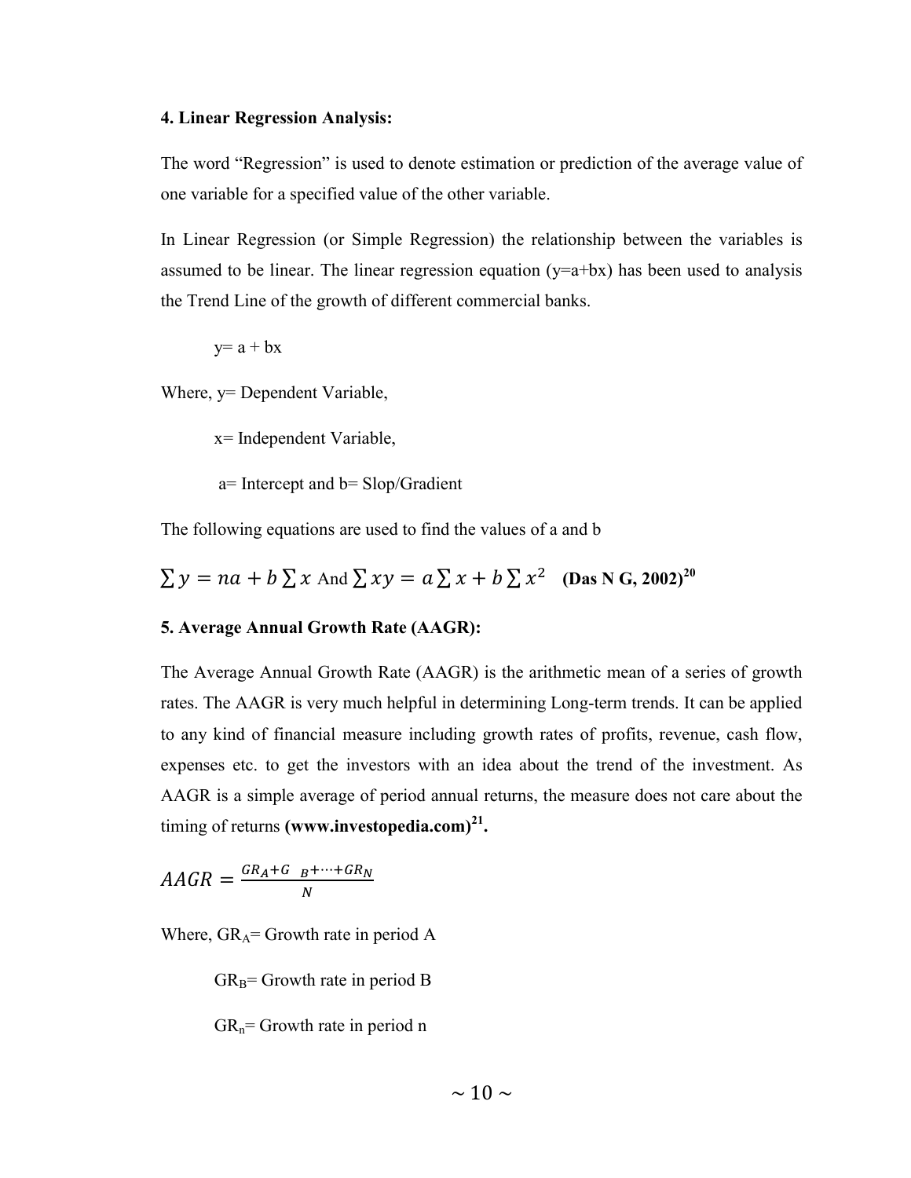**4. Linear Regression Analysis:**

The word "Regression" is used to denote estimation or prediction of the average value of one variable for a specified value of the other variable.

In Linear Regression (or Simple Regression) the relationship between the variables is assumed to be linear. The linear regression equation (y=a+bx) has been used to analysis the Trend Line of the growth of different commercial banks.

$$y = a + bx$$

Where, y= Dependent Variable,

x= Independent Variable,

a= Intercept and b= Slop/Gradient

The following equations are used to find the values of a and b

$\sum y = na + b\sum x$ And $\sum xy = a\sum x + b\sum x^2$ **(Das N G, 2002)[20]**

**5. Average Annual Growth Rate (AAGR):**

The Average Annual Growth Rate (AAGR) is the arithmetic mean of a series of growth rates. The AAGR is very much helpful in determining Long-term trends. It can be applied to any kind of financial measure including growth rates of profits, revenue, cash flow, expenses etc. to get the investors with an idea about the trend of the investment. As AAGR is a simple average of period annual returns, the measure does not care about the timing of returns **(www.investopedia.com)[21].**

$$AAGR = \frac{GR_A + G_B + \cdots + GR_N}{N}$$

Where, $GR_A$= Growth rate in period A

$GR_B$= Growth rate in period B

$GR_n$= Growth rate in period n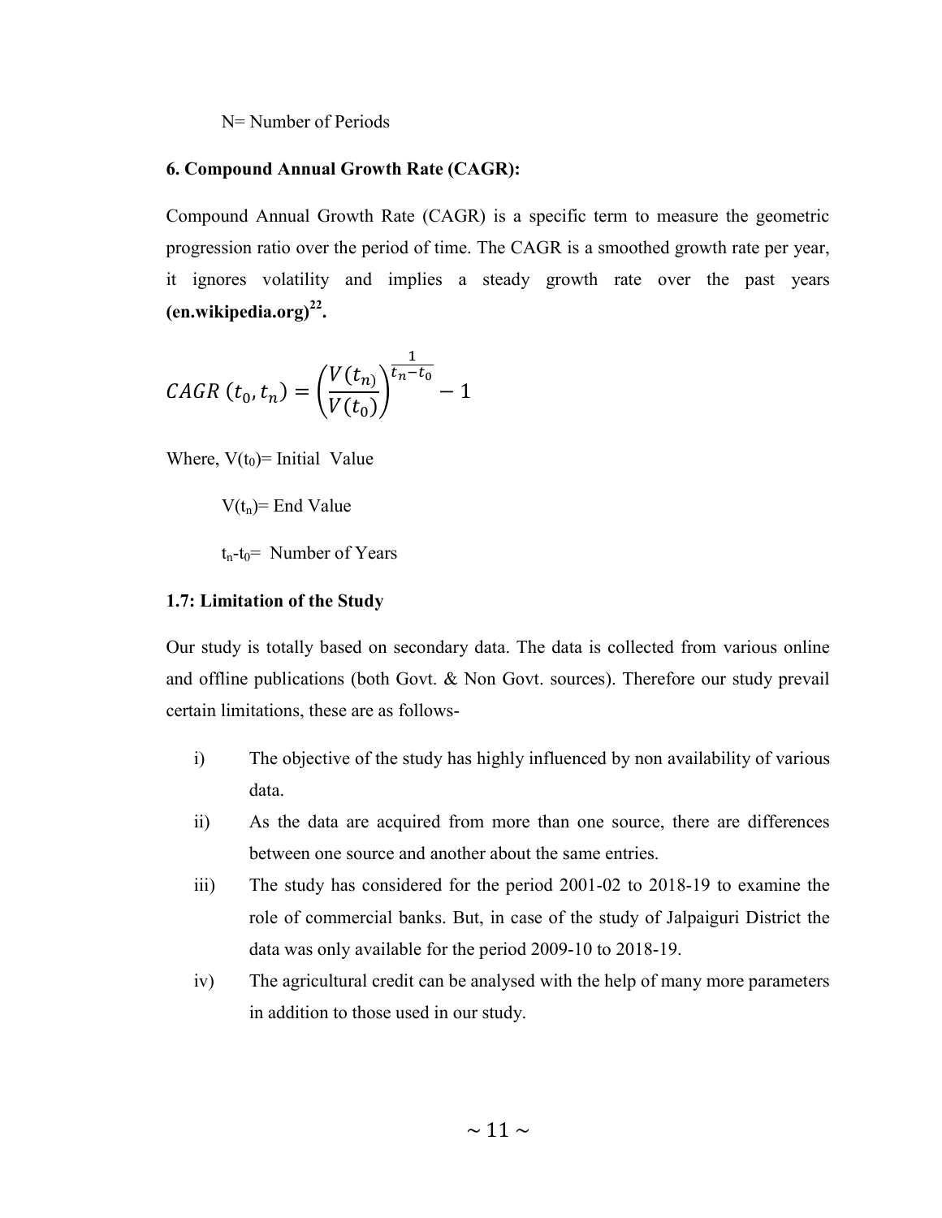N= Number of Periods

**6. Compound Annual Growth Rate (CAGR):**

Compound Annual Growth Rate (CAGR) is a specific term to measure the geometric progression ratio over the period of time. The CAGR is a smoothed growth rate per year, it ignores volatility and implies a steady growth rate over the past years **(en.wikipedia.org)[22].**

$$CAGR\ (t_0, t_n) = \left(\frac{V(t_n)}{V(t_0)}\right)^{\frac{1}{t_n - t_0}} - 1$$

Where, $V(t_0)$= Initial Value

$V(t_n)$= End Value

$t_n$-$t_0$= Number of Years

### 1.7: Limitation of the Study

Our study is totally based on secondary data. The data is collected from various online and offline publications (both Govt. & Non Govt. sources). Therefore our study prevail certain limitations, these are as follows-

i) The objective of the study has highly influenced by non availability of various data.

ii) As the data are acquired from more than one source, there are differences between one source and another about the same entries.

iii) The study has considered for the period 2001-02 to 2018-19 to examine the role of commercial banks. But, in case of the study of Jalpaiguri District the data was only available for the period 2009-10 to 2018-19.

iv) The agricultural credit can be analysed with the help of many more parameters in addition to those used in our study.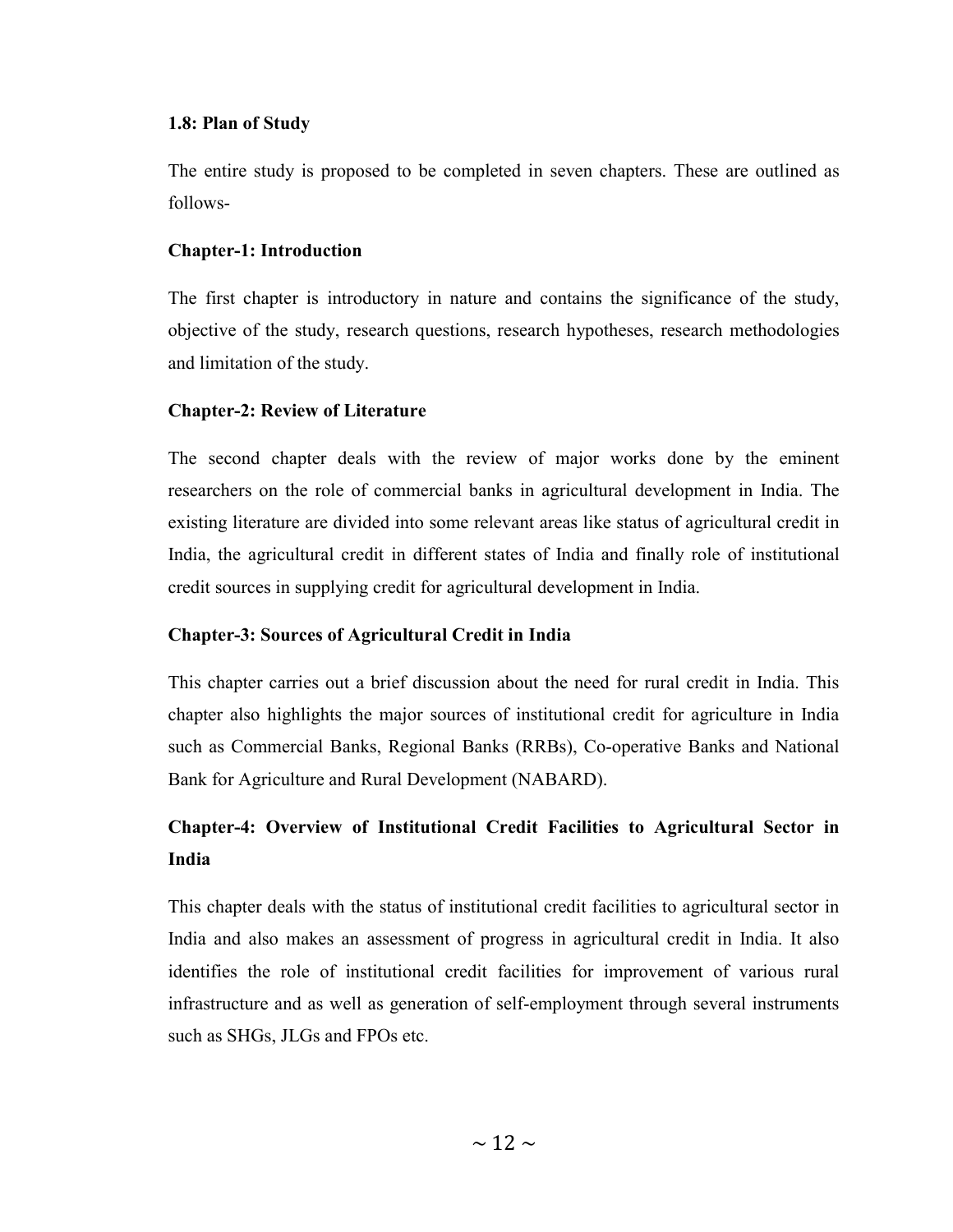### 1.8: Plan of Study

The entire study is proposed to be completed in seven chapters. These are outlined as follows-

#### Chapter-1: Introduction

The first chapter is introductory in nature and contains the significance of the study, objective of the study, research questions, research hypotheses, research methodologies and limitation of the study.

#### Chapter-2: Review of Literature

The second chapter deals with the review of major works done by the eminent researchers on the role of commercial banks in agricultural development in India. The existing literature are divided into some relevant areas like status of agricultural credit in India, the agricultural credit in different states of India and finally role of institutional credit sources in supplying credit for agricultural development in India.

#### Chapter-3: Sources of Agricultural Credit in India

This chapter carries out a brief discussion about the need for rural credit in India. This chapter also highlights the major sources of institutional credit for agriculture in India such as Commercial Banks, Regional Banks (RRBs), Co-operative Banks and National Bank for Agriculture and Rural Development (NABARD).

#### Chapter-4: Overview of Institutional Credit Facilities to Agricultural Sector in India

This chapter deals with the status of institutional credit facilities to agricultural sector in India and also makes an assessment of progress in agricultural credit in India. It also identifies the role of institutional credit facilities for improvement of various rural infrastructure and as well as generation of self-employment through several instruments such as SHGs, JLGs and FPOs etc.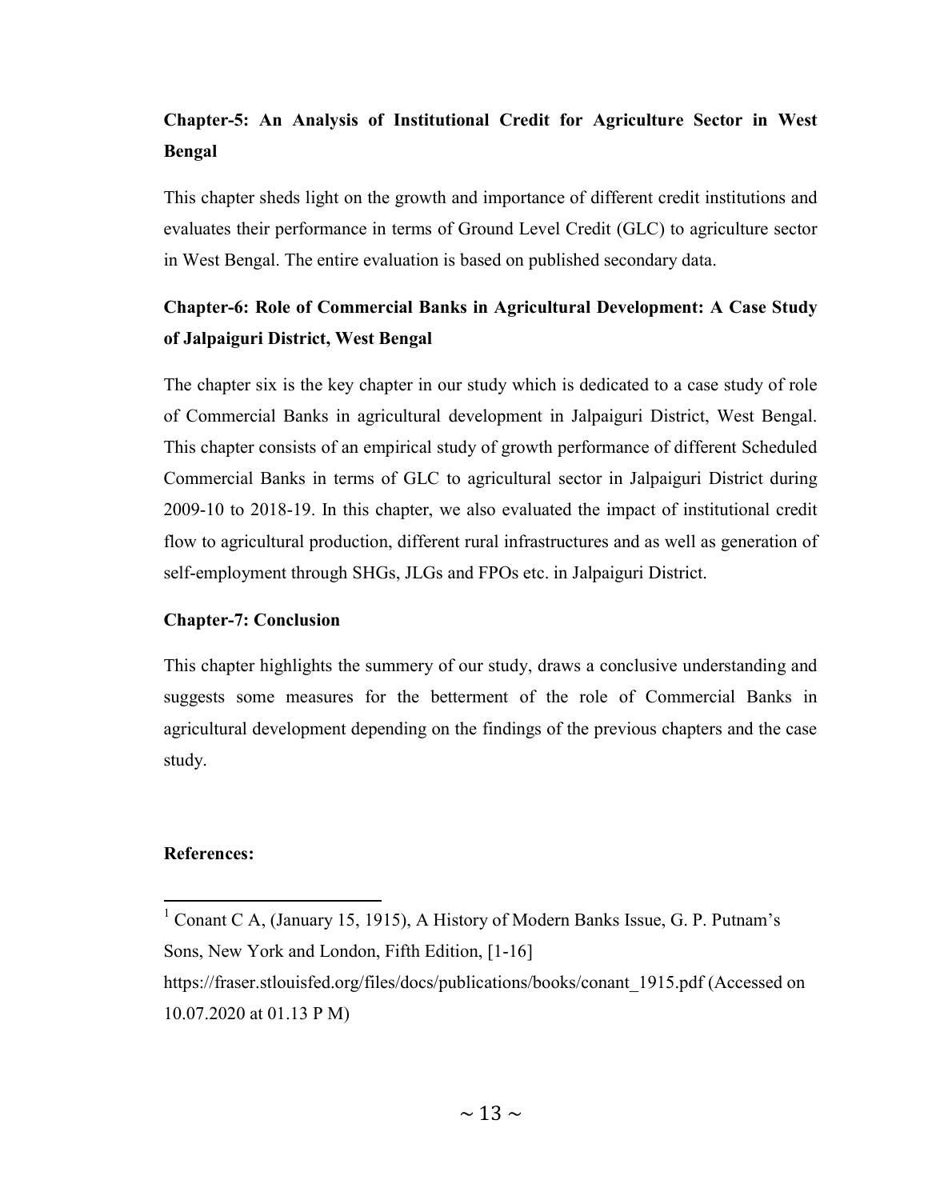### Chapter-5: An Analysis of Institutional Credit for Agriculture Sector in West Bengal

This chapter sheds light on the growth and importance of different credit institutions and evaluates their performance in terms of Ground Level Credit (GLC) to agriculture sector in West Bengal. The entire evaluation is based on published secondary data.

### Chapter-6: Role of Commercial Banks in Agricultural Development: A Case Study of Jalpaiguri District, West Bengal

The chapter six is the key chapter in our study which is dedicated to a case study of role of Commercial Banks in agricultural development in Jalpaiguri District, West Bengal. This chapter consists of an empirical study of growth performance of different Scheduled Commercial Banks in terms of GLC to agricultural sector in Jalpaiguri District during 2009-10 to 2018-19. In this chapter, we also evaluated the impact of institutional credit flow to agricultural production, different rural infrastructures and as well as generation of self-employment through SHGs, JLGs and FPOs etc. in Jalpaiguri District.

### Chapter-7: Conclusion

This chapter highlights the summery of our study, draws a conclusive understanding and suggests some measures for the betterment of the role of Commercial Banks in agricultural development depending on the findings of the previous chapters and the case study.

**References:**

---

[1] Conant C A, (January 15, 1915), A History of Modern Banks Issue, G. P. Putnam's Sons, New York and London, Fifth Edition, [1-16] https://fraser.stlouisfed.org/files/docs/publications/books/conant_1915.pdf (Accessed on 10.07.2020 at 01.13 P M)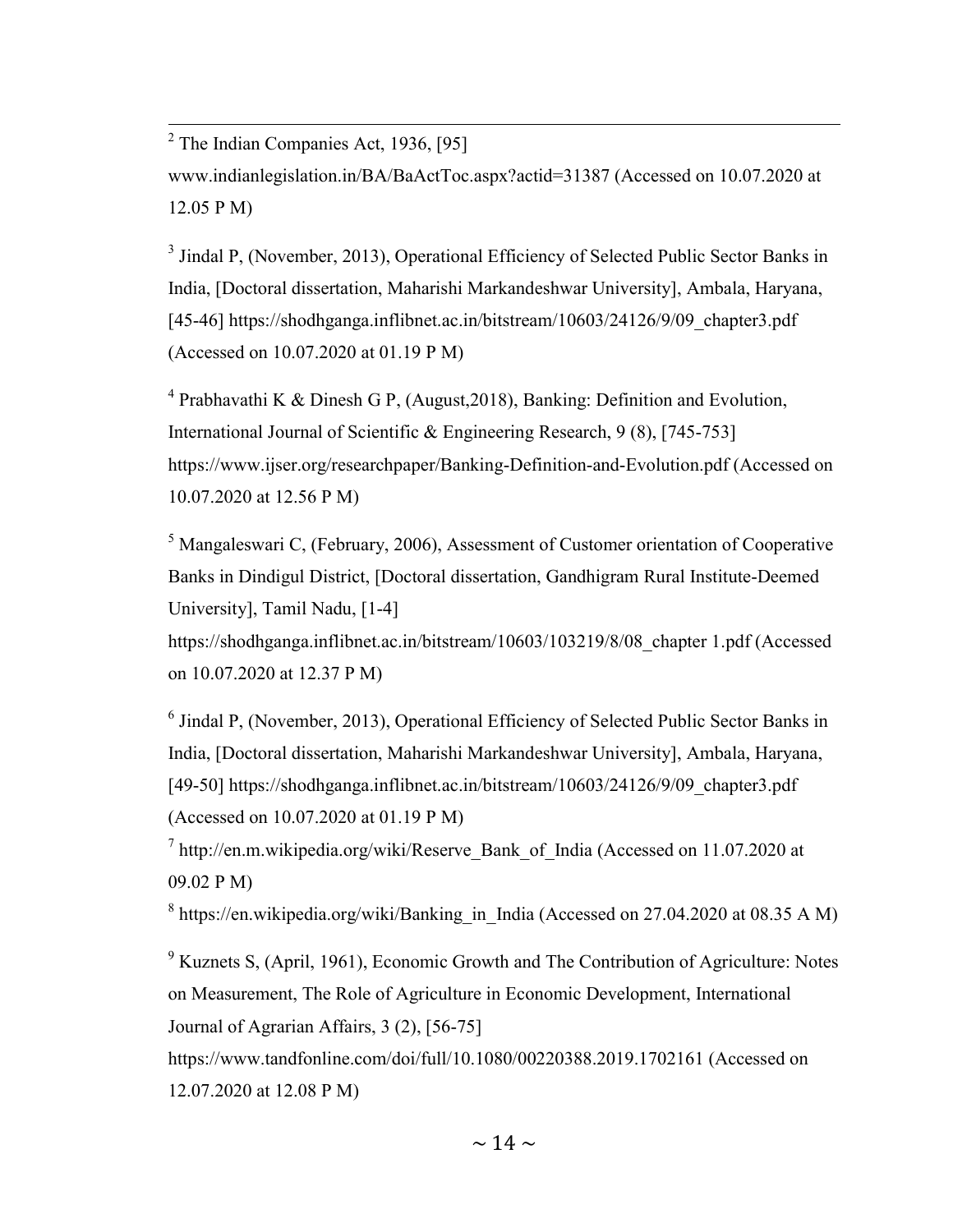[2] The Indian Companies Act, 1936, [95] www.indianlegislation.in/BA/BaActToc.aspx?actid=31387 (Accessed on 10.07.2020 at 12.05 P M)

[3] Jindal P, (November, 2013), Operational Efficiency of Selected Public Sector Banks in India, [Doctoral dissertation, Maharishi Markandeshwar University], Ambala, Haryana, [45-46] https://shodhganga.inflibnet.ac.in/bitstream/10603/24126/9/09_chapter3.pdf (Accessed on 10.07.2020 at 01.19 P M)

[4] Prabhavathi K & Dinesh G P, (August,2018), Banking: Definition and Evolution, International Journal of Scientific & Engineering Research, 9 (8), [745-753] https://www.ijser.org/researchpaper/Banking-Definition-and-Evolution.pdf (Accessed on 10.07.2020 at 12.56 P M)

[5] Mangaleswari C, (February, 2006), Assessment of Customer orientation of Cooperative Banks in Dindigul District, [Doctoral dissertation, Gandhigram Rural Institute-Deemed University], Tamil Nadu, [1-4] https://shodhganga.inflibnet.ac.in/bitstream/10603/103219/8/08_chapter 1.pdf (Accessed on 10.07.2020 at 12.37 P M)

[6] Jindal P, (November, 2013), Operational Efficiency of Selected Public Sector Banks in India, [Doctoral dissertation, Maharishi Markandeshwar University], Ambala, Haryana, [49-50] https://shodhganga.inflibnet.ac.in/bitstream/10603/24126/9/09_chapter3.pdf (Accessed on 10.07.2020 at 01.19 P M)

[7] http://en.m.wikipedia.org/wiki/Reserve_Bank_of_India (Accessed on 11.07.2020 at 09.02 P M)

[8] https://en.wikipedia.org/wiki/Banking_in_India (Accessed on 27.04.2020 at 08.35 A M)

[9] Kuznets S, (April, 1961), Economic Growth and The Contribution of Agriculture: Notes on Measurement, The Role of Agriculture in Economic Development, International Journal of Agrarian Affairs, 3 (2), [56-75] https://www.tandfonline.com/doi/full/10.1080/00220388.2019.1702161 (Accessed on 12.07.2020 at 12.08 P M)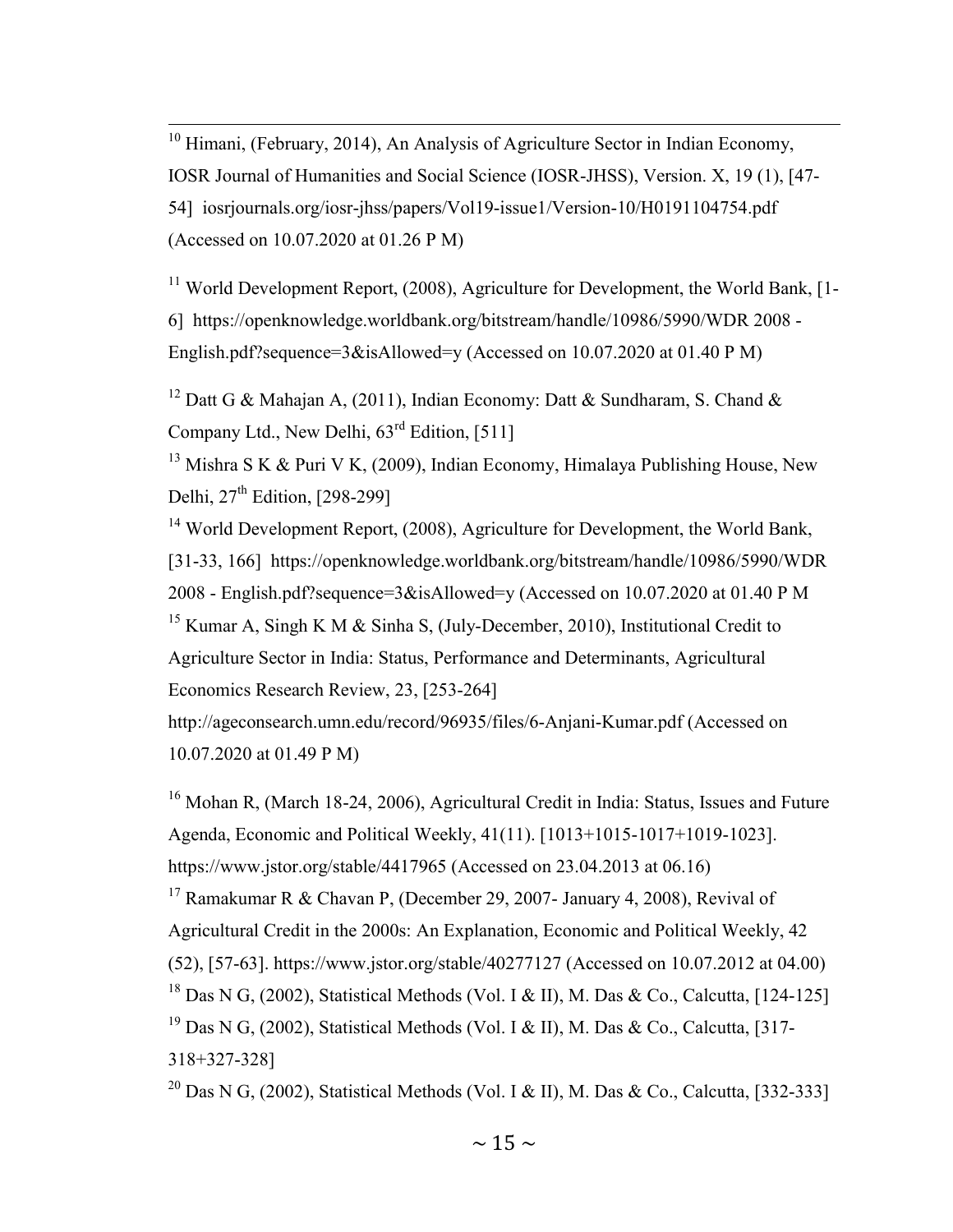[10] Himani, (February, 2014), An Analysis of Agriculture Sector in Indian Economy, IOSR Journal of Humanities and Social Science (IOSR-JHSS), Version. X, 19 (1), [47-54] iosrjournals.org/iosr-jhss/papers/Vol19-issue1/Version-10/H0191104754.pdf (Accessed on 10.07.2020 at 01.26 P M)

[11] World Development Report, (2008), Agriculture for Development, the World Bank, [1-6] https://openknowledge.worldbank.org/bitstream/handle/10986/5990/WDR 2008 - English.pdf?sequence=3&isAllowed=y (Accessed on 10.07.2020 at 01.40 P M)

[12] Datt G & Mahajan A, (2011), Indian Economy: Datt & Sundharam, S. Chand & Company Ltd., New Delhi, 63rd Edition, [511]

[13] Mishra S K & Puri V K, (2009), Indian Economy, Himalaya Publishing House, New Delhi, 27th Edition, [298-299]

[14] World Development Report, (2008), Agriculture for Development, the World Bank, [31-33, 166] https://openknowledge.worldbank.org/bitstream/handle/10986/5990/WDR 2008 - English.pdf?sequence=3&isAllowed=y (Accessed on 10.07.2020 at 01.40 P M

[15] Kumar A, Singh K M & Sinha S, (July-December, 2010), Institutional Credit to Agriculture Sector in India: Status, Performance and Determinants, Agricultural Economics Research Review, 23, [253-264] http://ageconsearch.umn.edu/record/96935/files/6-Anjani-Kumar.pdf (Accessed on 10.07.2020 at 01.49 P M)

[16] Mohan R, (March 18-24, 2006), Agricultural Credit in India: Status, Issues and Future Agenda, Economic and Political Weekly, 41(11). [1013+1015-1017+1019-1023]. https://www.jstor.org/stable/4417965 (Accessed on 23.04.2013 at 06.16)

[17] Ramakumar R & Chavan P, (December 29, 2007- January 4, 2008), Revival of Agricultural Credit in the 2000s: An Explanation, Economic and Political Weekly, 42 (52), [57-63]. https://www.jstor.org/stable/40277127 (Accessed on 10.07.2012 at 04.00)

[18] Das N G, (2002), Statistical Methods (Vol. I & II), M. Das & Co., Calcutta, [124-125]

[19] Das N G, (2002), Statistical Methods (Vol. I & II), M. Das & Co., Calcutta, [317-318+327-328]

[20] Das N G, (2002), Statistical Methods (Vol. I & II), M. Das & Co., Calcutta, [332-333]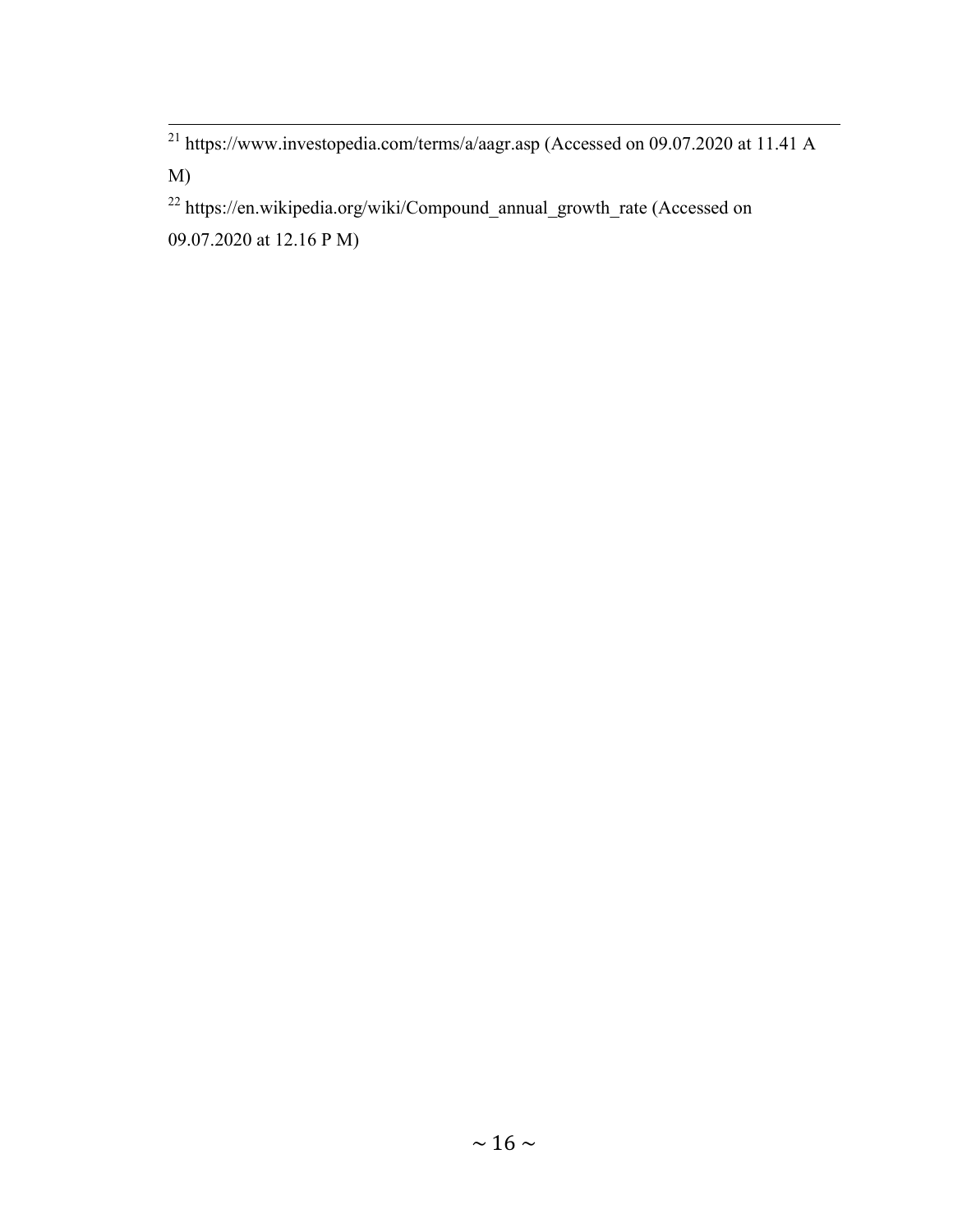[21] https://www.investopedia.com/terms/a/aagr.asp (Accessed on 09.07.2020 at 11.41 A M)

[22] https://en.wikipedia.org/wiki/Compound_annual_growth_rate (Accessed on 09.07.2020 at 12.16 P M)